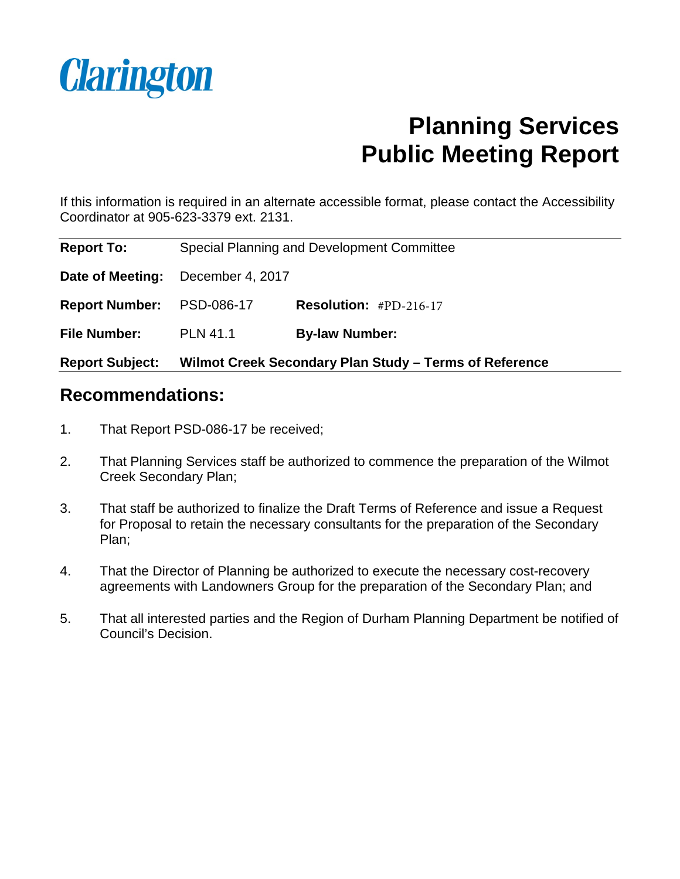Clarington

# Planning Services Public Meeting Report

If this information is required in an alternate accessible format, please contact the Accessibility Coordinator at 905-623-3379 ext. 2131.

| | | | |
|---|---|---|---|
| **Report To:** | Special Planning and Development Committee | | |
| **Date of Meeting:** | December 4, 2017 | | |
| **Report Number:** | PSD-086-17 | **Resolution:** | #PD-216-17 |
| **File Number:** | PLN 41.1 | **By-law Number:** | |
| **Report Subject:** | **Wilmot Creek Secondary Plan Study – Terms of Reference** | | |

## Recommendations:

1. That Report PSD-086-17 be received;
2. That Planning Services staff be authorized to commence the preparation of the Wilmot Creek Secondary Plan;
3. That staff be authorized to finalize the Draft Terms of Reference and issue a Request for Proposal to retain the necessary consultants for the preparation of the Secondary Plan;
4. That the Director of Planning be authorized to execute the necessary cost-recovery agreements with Landowners Group for the preparation of the Secondary Plan; and
5. That all interested parties and the Region of Durham Planning Department be notified of Council's Decision.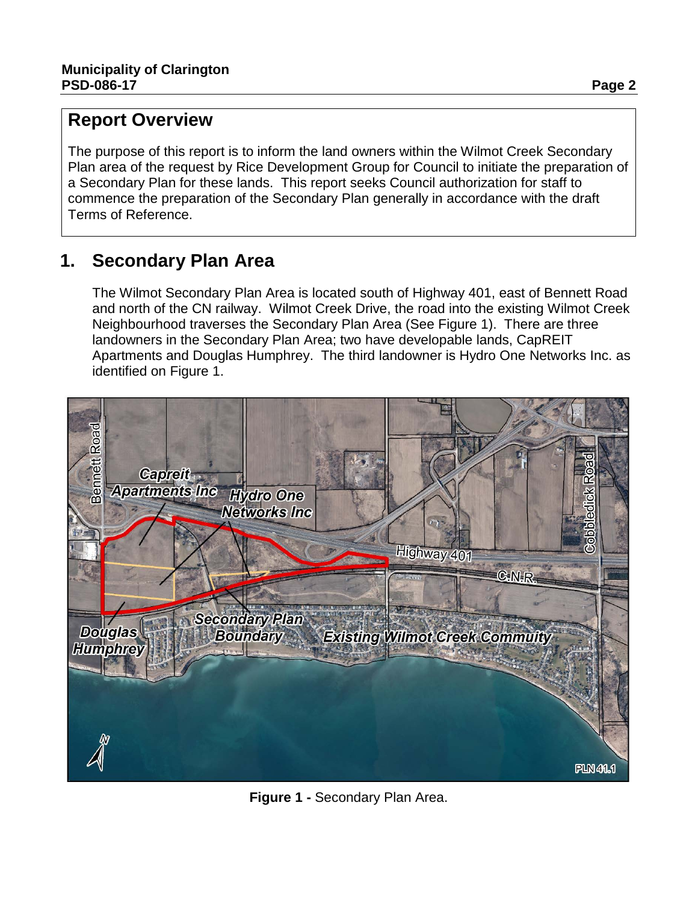## Report Overview

The purpose of this report is to inform the land owners within the Wilmot Creek Secondary Plan area of the request by Rice Development Group for Council to initiate the preparation of a Secondary Plan for these lands. This report seeks Council authorization for staff to commence the preparation of the Secondary Plan generally in accordance with the draft Terms of Reference.

## 1. Secondary Plan Area

The Wilmot Secondary Plan Area is located south of Highway 401, east of Bennett Road and north of the CN railway. Wilmot Creek Drive, the road into the existing Wilmot Creek Neighbourhood traverses the Secondary Plan Area (See Figure 1). There are three landowners in the Secondary Plan Area; two have developable lands, CapREIT Apartments and Douglas Humphrey. The third landowner is Hydro One Networks Inc. as identified on Figure 1.

**Figure 1 -** Secondary Plan Area.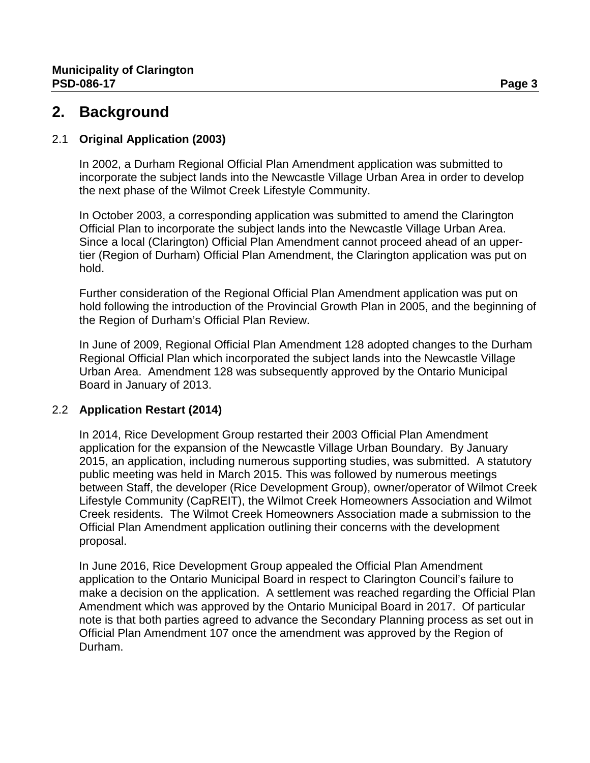# 2. Background

## 2.1 Original Application (2003)

In 2002, a Durham Regional Official Plan Amendment application was submitted to incorporate the subject lands into the Newcastle Village Urban Area in order to develop the next phase of the Wilmot Creek Lifestyle Community.

In October 2003, a corresponding application was submitted to amend the Clarington Official Plan to incorporate the subject lands into the Newcastle Village Urban Area. Since a local (Clarington) Official Plan Amendment cannot proceed ahead of an upper-tier (Region of Durham) Official Plan Amendment, the Clarington application was put on hold.

Further consideration of the Regional Official Plan Amendment application was put on hold following the introduction of the Provincial Growth Plan in 2005, and the beginning of the Region of Durham's Official Plan Review.

In June of 2009, Regional Official Plan Amendment 128 adopted changes to the Durham Regional Official Plan which incorporated the subject lands into the Newcastle Village Urban Area. Amendment 128 was subsequently approved by the Ontario Municipal Board in January of 2013.

## 2.2 Application Restart (2014)

In 2014, Rice Development Group restarted their 2003 Official Plan Amendment application for the expansion of the Newcastle Village Urban Boundary. By January 2015, an application, including numerous supporting studies, was submitted. A statutory public meeting was held in March 2015. This was followed by numerous meetings between Staff, the developer (Rice Development Group), owner/operator of Wilmot Creek Lifestyle Community (CapREIT), the Wilmot Creek Homeowners Association and Wilmot Creek residents. The Wilmot Creek Homeowners Association made a submission to the Official Plan Amendment application outlining their concerns with the development proposal.

In June 2016, Rice Development Group appealed the Official Plan Amendment application to the Ontario Municipal Board in respect to Clarington Council's failure to make a decision on the application. A settlement was reached regarding the Official Plan Amendment which was approved by the Ontario Municipal Board in 2017. Of particular note is that both parties agreed to advance the Secondary Planning process as set out in Official Plan Amendment 107 once the amendment was approved by the Region of Durham.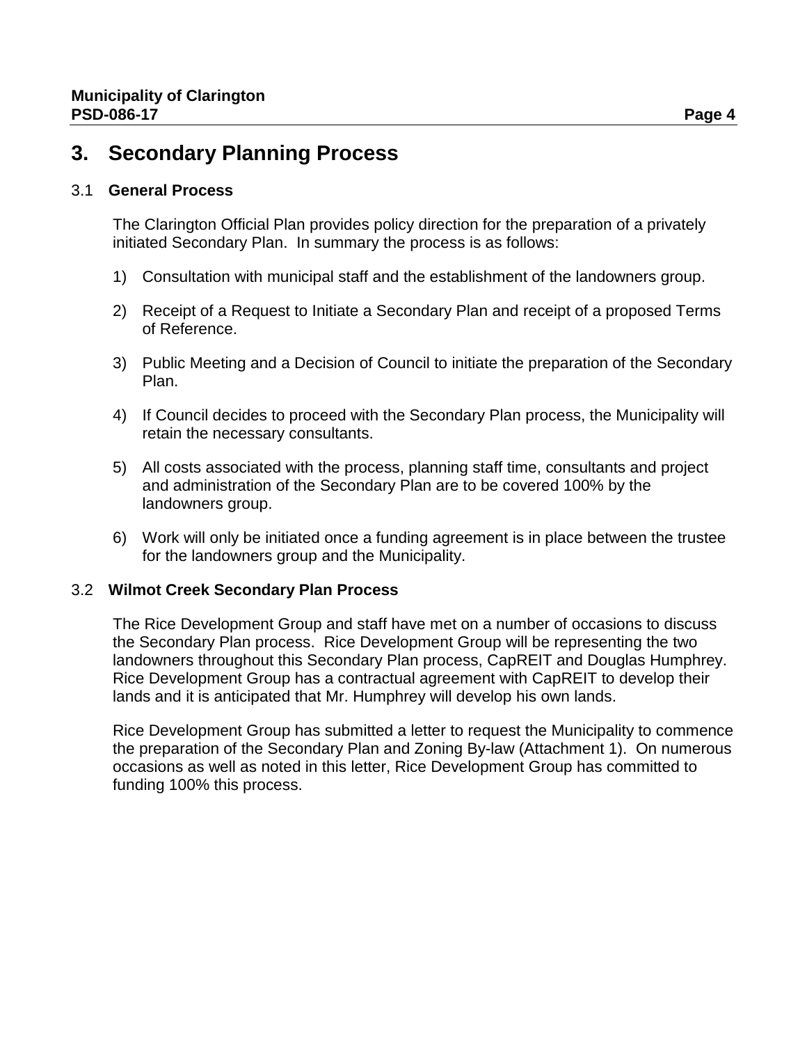# 3. Secondary Planning Process

## 3.1 General Process

The Clarington Official Plan provides policy direction for the preparation of a privately initiated Secondary Plan. In summary the process is as follows:

1) Consultation with municipal staff and the establishment of the landowners group.

2) Receipt of a Request to Initiate a Secondary Plan and receipt of a proposed Terms of Reference.

3) Public Meeting and a Decision of Council to initiate the preparation of the Secondary Plan.

4) If Council decides to proceed with the Secondary Plan process, the Municipality will retain the necessary consultants.

5) All costs associated with the process, planning staff time, consultants and project and administration of the Secondary Plan are to be covered 100% by the landowners group.

6) Work will only be initiated once a funding agreement is in place between the trustee for the landowners group and the Municipality.

## 3.2 Wilmot Creek Secondary Plan Process

The Rice Development Group and staff have met on a number of occasions to discuss the Secondary Plan process. Rice Development Group will be representing the two landowners throughout this Secondary Plan process, CapREIT and Douglas Humphrey. Rice Development Group has a contractual agreement with CapREIT to develop their lands and it is anticipated that Mr. Humphrey will develop his own lands.

Rice Development Group has submitted a letter to request the Municipality to commence the preparation of the Secondary Plan and Zoning By-law (Attachment 1). On numerous occasions as well as noted in this letter, Rice Development Group has committed to funding 100% this process.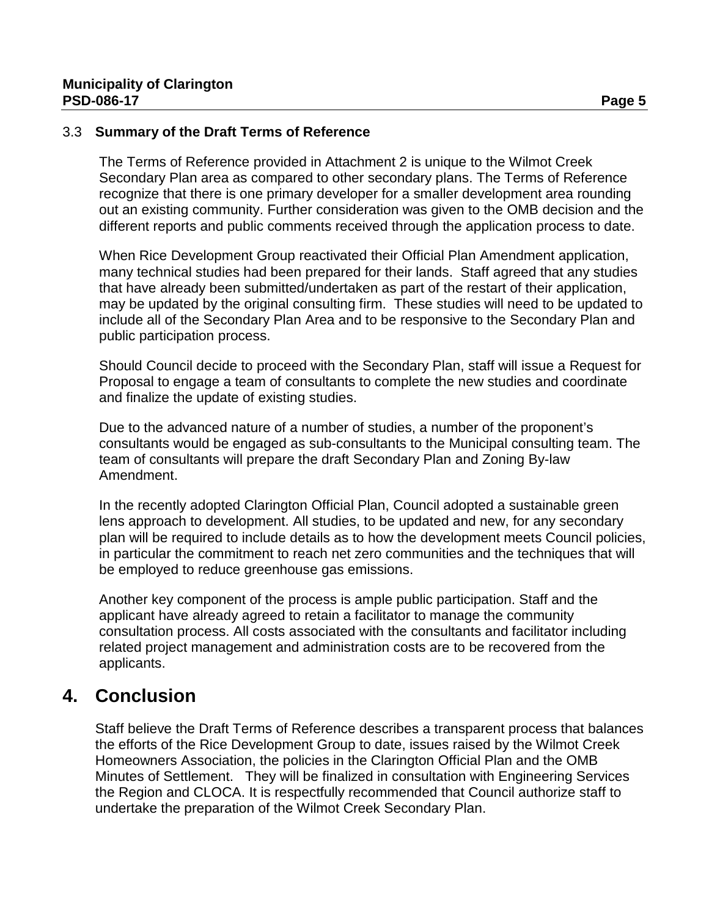### 3.3 Summary of the Draft Terms of Reference

The Terms of Reference provided in Attachment 2 is unique to the Wilmot Creek Secondary Plan area as compared to other secondary plans. The Terms of Reference recognize that there is one primary developer for a smaller development area rounding out an existing community. Further consideration was given to the OMB decision and the different reports and public comments received through the application process to date.

When Rice Development Group reactivated their Official Plan Amendment application, many technical studies had been prepared for their lands. Staff agreed that any studies that have already been submitted/undertaken as part of the restart of their application, may be updated by the original consulting firm. These studies will need to be updated to include all of the Secondary Plan Area and to be responsive to the Secondary Plan and public participation process.

Should Council decide to proceed with the Secondary Plan, staff will issue a Request for Proposal to engage a team of consultants to complete the new studies and coordinate and finalize the update of existing studies.

Due to the advanced nature of a number of studies, a number of the proponent's consultants would be engaged as sub-consultants to the Municipal consulting team. The team of consultants will prepare the draft Secondary Plan and Zoning By-law Amendment.

In the recently adopted Clarington Official Plan, Council adopted a sustainable green lens approach to development. All studies, to be updated and new, for any secondary plan will be required to include details as to how the development meets Council policies, in particular the commitment to reach net zero communities and the techniques that will be employed to reduce greenhouse gas emissions.

Another key component of the process is ample public participation. Staff and the applicant have already agreed to retain a facilitator to manage the community consultation process. All costs associated with the consultants and facilitator including related project management and administration costs are to be recovered from the applicants.

## 4. Conclusion

Staff believe the Draft Terms of Reference describes a transparent process that balances the efforts of the Rice Development Group to date, issues raised by the Wilmot Creek Homeowners Association, the policies in the Clarington Official Plan and the OMB Minutes of Settlement. They will be finalized in consultation with Engineering Services the Region and CLOCA. It is respectfully recommended that Council authorize staff to undertake the preparation of the Wilmot Creek Secondary Plan.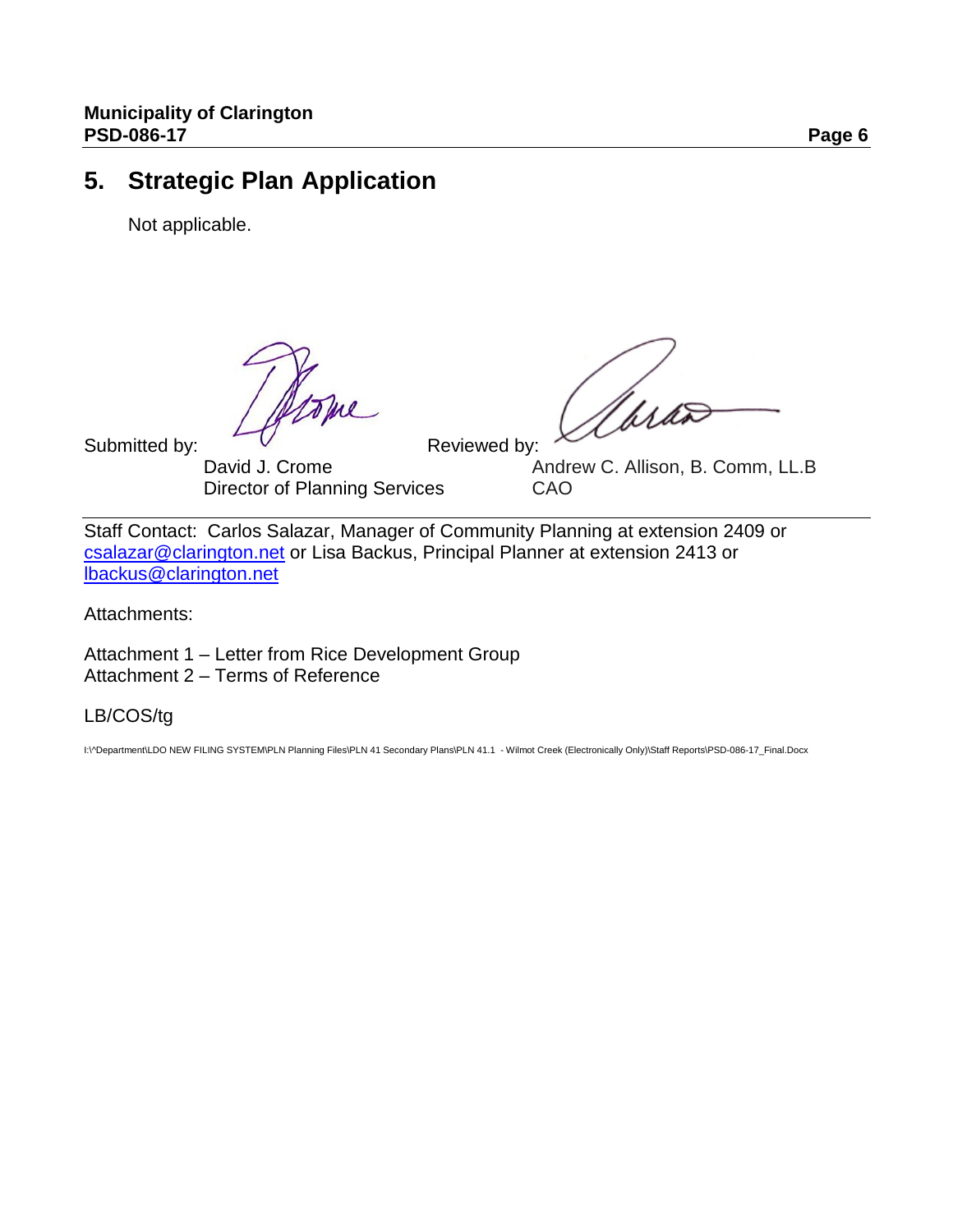## 5. Strategic Plan Application

Not applicable.

Submitted by: David J. Crome
Director of Planning Services

Reviewed by: Andrew C. Allison, B. Comm, LL.B
CAO

Staff Contact: Carlos Salazar, Manager of Community Planning at extension 2409 or csalazar@clarington.net or Lisa Backus, Principal Planner at extension 2413 or lbackus@clarington.net

Attachments:

Attachment 1 – Letter from Rice Development Group
Attachment 2 – Terms of Reference

LB/COS/tg

I:\^Department\LDO NEW FILING SYSTEM\PLN Planning Files\PLN 41 Secondary Plans\PLN 41.1 - Wilmot Creek (Electronically Only)\Staff Reports\PSD-086-17_Final.Docx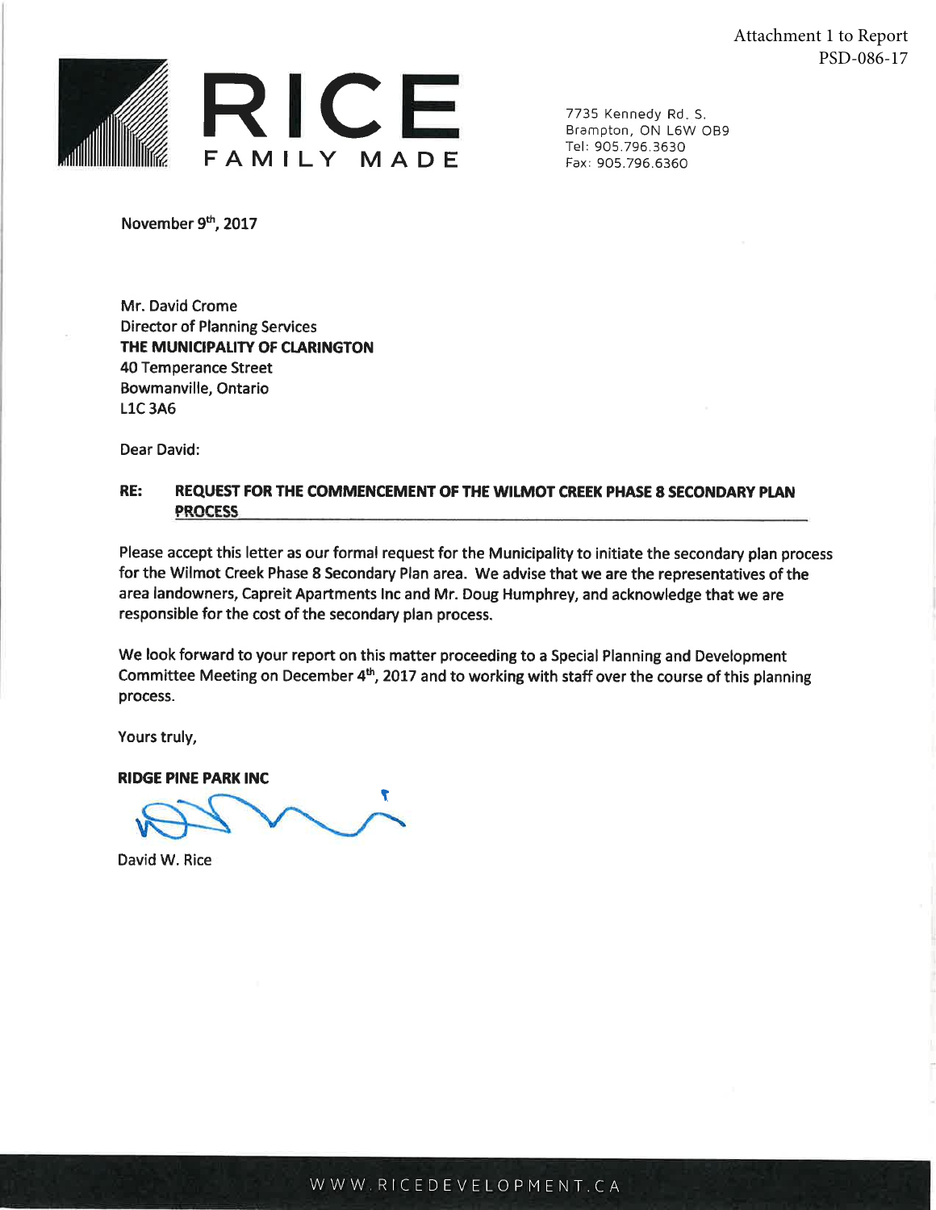Attachment 1 to Report PSD-086-17

**RICE**
FAMILY MADE

7735 Kennedy Rd. S.
Brampton, ON L6W 0B9
Tel: 905.796.3630
Fax: 905.796.6360

November 9th, 2017

Mr. David Crome
Director of Planning Services
**THE MUNICIPALITY OF CLARINGTON**
40 Temperance Street
Bowmanville, Ontario
L1C 3A6

Dear David:

**RE: REQUEST FOR THE COMMENCEMENT OF THE WILMOT CREEK PHASE 8 SECONDARY PLAN PROCESS**

Please accept this letter as our formal request for the Municipality to initiate the secondary plan process for the Wilmot Creek Phase 8 Secondary Plan area. We advise that we are the representatives of the area landowners, Capreit Apartments Inc and Mr. Doug Humphrey, and acknowledge that we are responsible for the cost of the secondary plan process.

We look forward to your report on this matter proceeding to a Special Planning and Development Committee Meeting on December 4th, 2017 and to working with staff over the course of this planning process.

Yours truly,

**RIDGE PINE PARK INC**

David W. Rice

WWW.RICEDEVELOPMENT.CA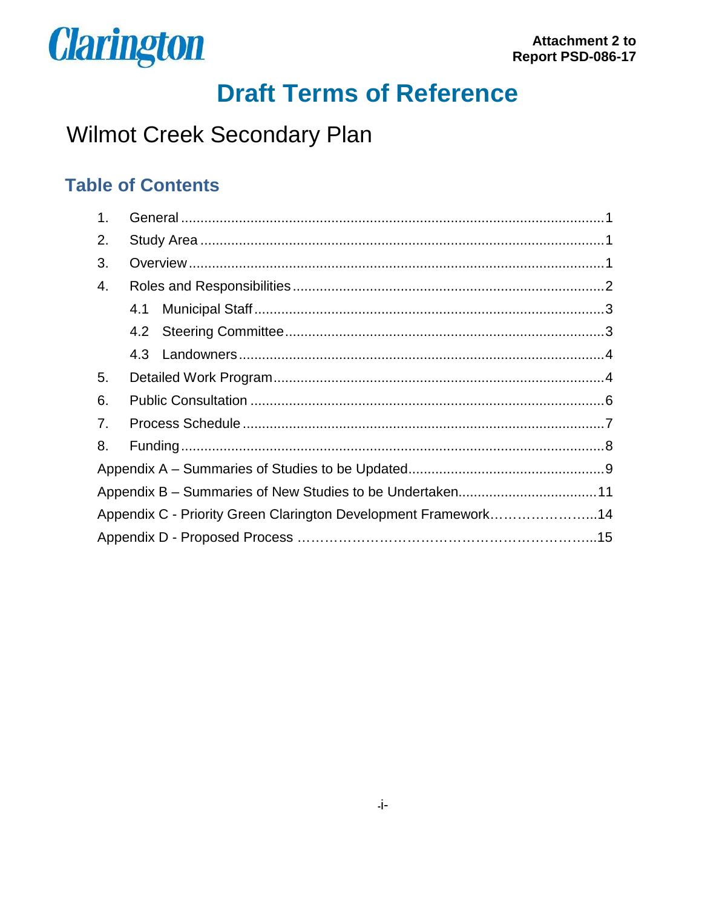Clarington

**Attachment 2 to Report PSD-086-17**

# Draft Terms of Reference

## Wilmot Creek Secondary Plan

### Table of Contents

1. General ..... 1
2. Study Area ..... 1
3. Overview ..... 1
4. Roles and Responsibilities ..... 2
   - 4.1 Municipal Staff ..... 3
   - 4.2 Steering Committee ..... 3
   - 4.3 Landowners ..... 4
5. Detailed Work Program ..... 4
6. Public Consultation ..... 6
7. Process Schedule ..... 7
8. Funding ..... 8

Appendix A – Summaries of Studies to be Updated ..... 9

Appendix B – Summaries of New Studies to be Undertaken ..... 11

Appendix C - Priority Green Clarington Development Framework ..... 14

Appendix D - Proposed Process ..... 15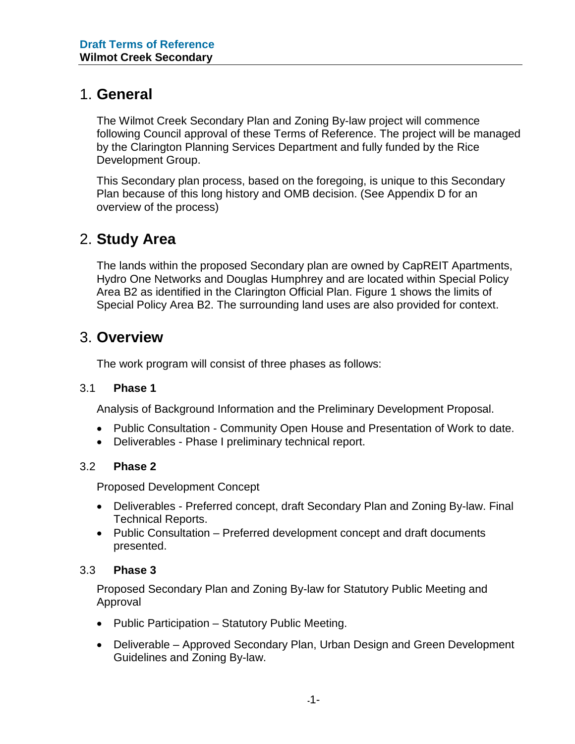# 1. General

The Wilmot Creek Secondary Plan and Zoning By-law project will commence following Council approval of these Terms of Reference. The project will be managed by the Clarington Planning Services Department and fully funded by the Rice Development Group.

This Secondary plan process, based on the foregoing, is unique to this Secondary Plan because of this long history and OMB decision. (See Appendix D for an overview of the process)

# 2. Study Area

The lands within the proposed Secondary plan are owned by CapREIT Apartments, Hydro One Networks and Douglas Humphrey and are located within Special Policy Area B2 as identified in the Clarington Official Plan. Figure 1 shows the limits of Special Policy Area B2. The surrounding land uses are also provided for context.

# 3. Overview

The work program will consist of three phases as follows:

## 3.1 Phase 1

Analysis of Background Information and the Preliminary Development Proposal.

- Public Consultation - Community Open House and Presentation of Work to date.
- Deliverables - Phase I preliminary technical report.

## 3.2 Phase 2

Proposed Development Concept

- Deliverables - Preferred concept, draft Secondary Plan and Zoning By-law. Final Technical Reports.
- Public Consultation – Preferred development concept and draft documents presented.

## 3.3 Phase 3

Proposed Secondary Plan and Zoning By-law for Statutory Public Meeting and Approval

- Public Participation – Statutory Public Meeting.
- Deliverable – Approved Secondary Plan, Urban Design and Green Development Guidelines and Zoning By-law.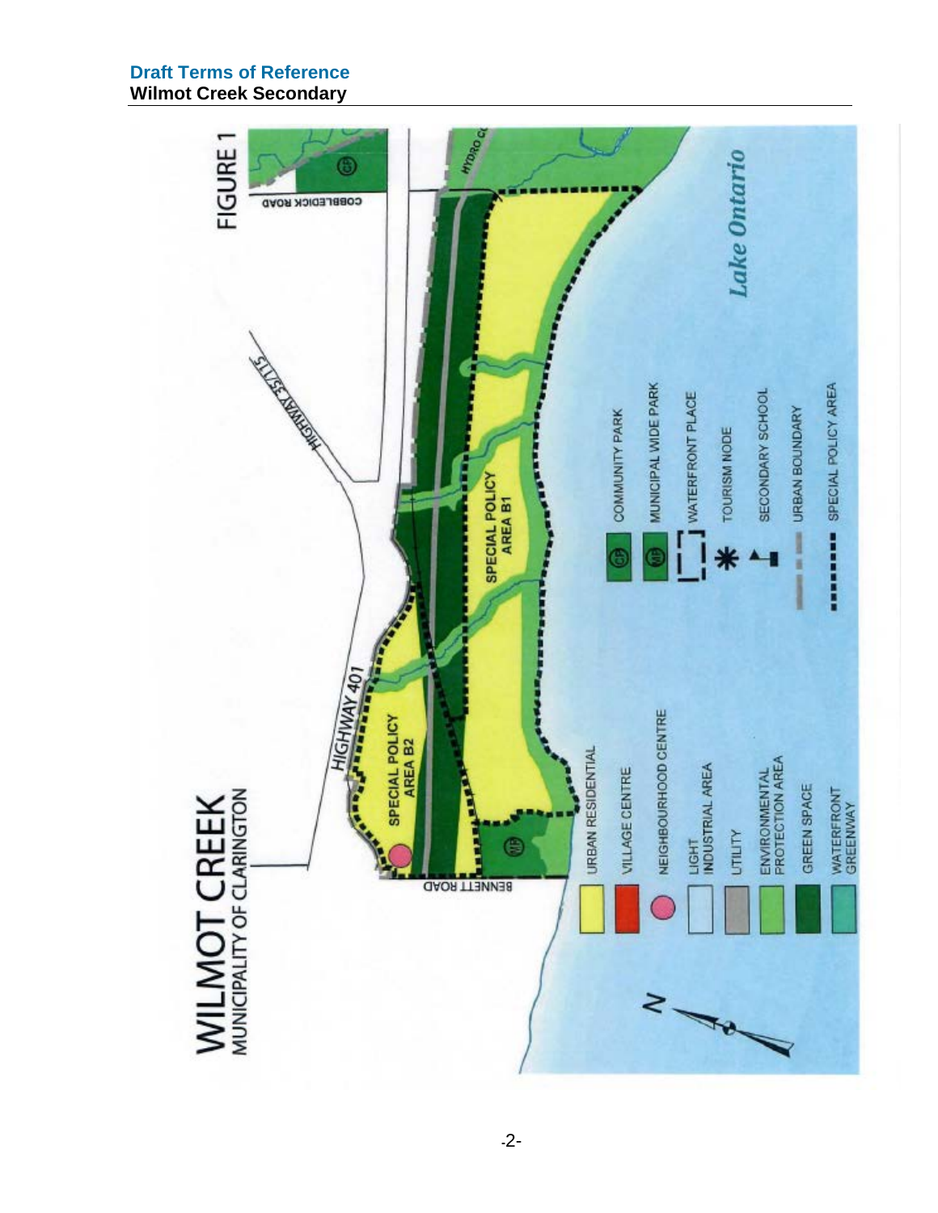FIGURE 1

# WILMOT CREEK
MUNICIPALITY OF CLARINGTON

- URBAN RESIDENTIAL
- VILLAGE CENTRE
- NEIGHBOURHOOD CENTRE
- LIGHT INDUSTRIAL AREA
- UTILITY
- ENVIRONMENTAL PROTECTION AREA
- GREEN SPACE
- WATERFRONT GREENWAY
- COMMUNITY PARK
- MUNICIPAL WIDE PARK
- WATERFRONT PLACE
- TOURISM NODE
- SECONDARY SCHOOL
- URBAN BOUNDARY
- SPECIAL POLICY AREA

SPECIAL POLICY AREA B1

SPECIAL POLICY AREA B2

HIGHWAY 401

HIGHWAY 35/115

COBBLEDICK ROAD

BENNETT ROAD

HYDRO CO

*Lake Ontario*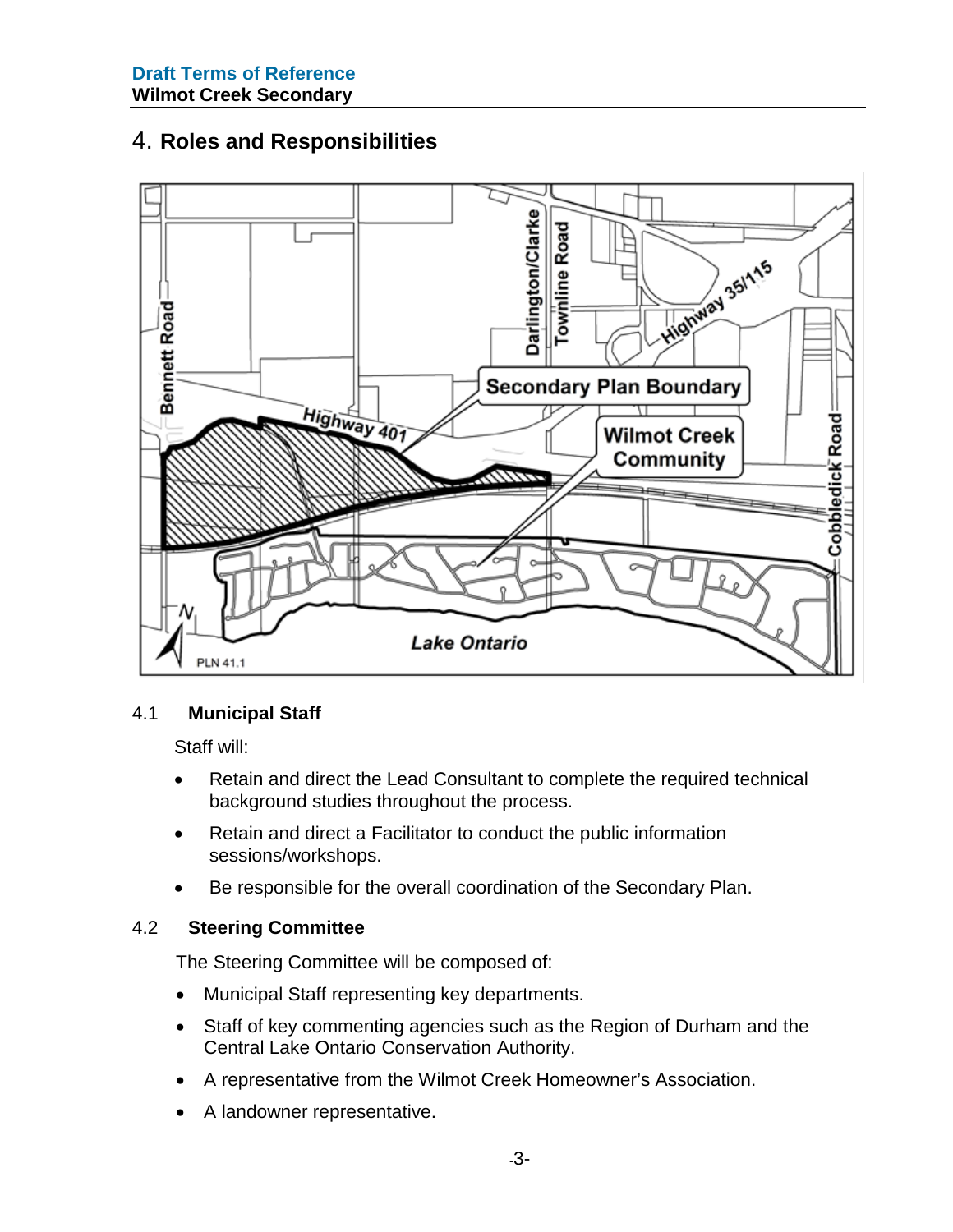## 4. Roles and Responsibilities

### 4.1 Municipal Staff

Staff will:

- Retain and direct the Lead Consultant to complete the required technical background studies throughout the process.
- Retain and direct a Facilitator to conduct the public information sessions/workshops.
- Be responsible for the overall coordination of the Secondary Plan.

### 4.2 Steering Committee

The Steering Committee will be composed of:

- Municipal Staff representing key departments.
- Staff of key commenting agencies such as the Region of Durham and the Central Lake Ontario Conservation Authority.
- A representative from the Wilmot Creek Homeowner's Association.
- A landowner representative.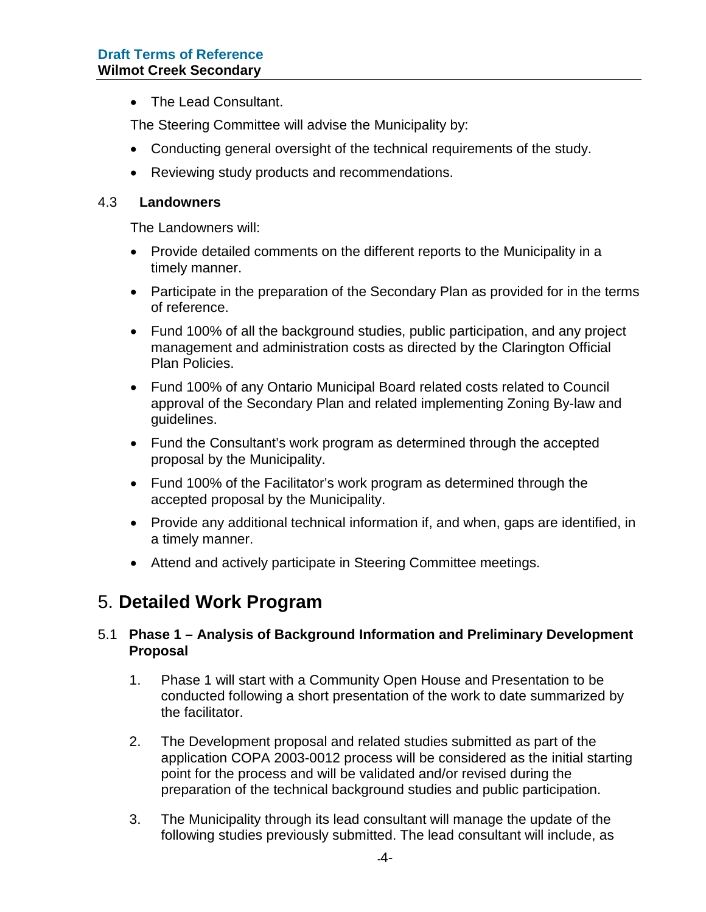- The Lead Consultant.

The Steering Committee will advise the Municipality by:

- Conducting general oversight of the technical requirements of the study.
- Reviewing study products and recommendations.

### 4.3 Landowners

The Landowners will:

- Provide detailed comments on the different reports to the Municipality in a timely manner.
- Participate in the preparation of the Secondary Plan as provided for in the terms of reference.
- Fund 100% of all the background studies, public participation, and any project management and administration costs as directed by the Clarington Official Plan Policies.
- Fund 100% of any Ontario Municipal Board related costs related to Council approval of the Secondary Plan and related implementing Zoning By-law and guidelines.
- Fund the Consultant's work program as determined through the accepted proposal by the Municipality.
- Fund 100% of the Facilitator's work program as determined through the accepted proposal by the Municipality.
- Provide any additional technical information if, and when, gaps are identified, in a timely manner.
- Attend and actively participate in Steering Committee meetings.

## 5. Detailed Work Program

### 5.1 Phase 1 – Analysis of Background Information and Preliminary Development Proposal

1. Phase 1 will start with a Community Open House and Presentation to be conducted following a short presentation of the work to date summarized by the facilitator.

2. The Development proposal and related studies submitted as part of the application COPA 2003-0012 process will be considered as the initial starting point for the process and will be validated and/or revised during the preparation of the technical background studies and public participation.

3. The Municipality through its lead consultant will manage the update of the following studies previously submitted. The lead consultant will include, as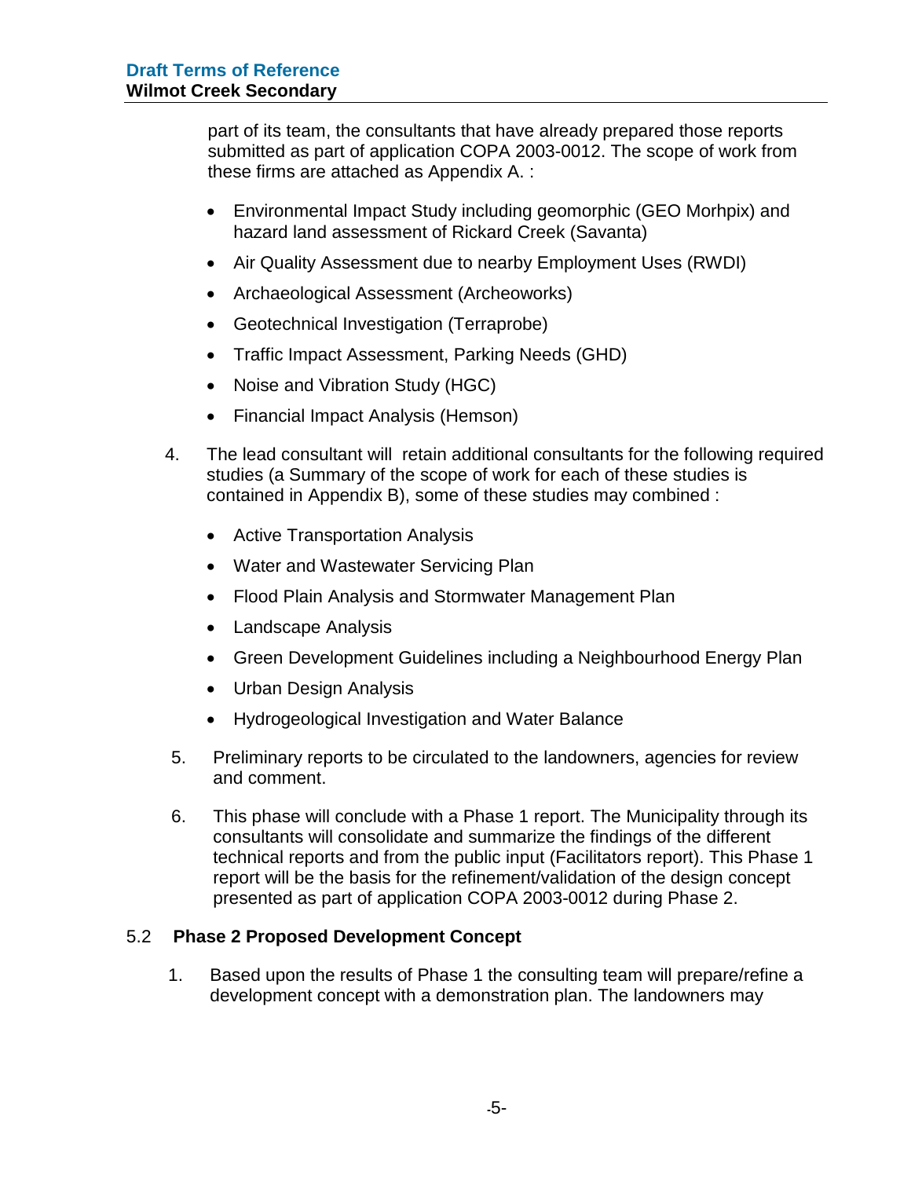part of its team, the consultants that have already prepared those reports submitted as part of application COPA 2003-0012. The scope of work from these firms are attached as Appendix A. :

- Environmental Impact Study including geomorphic (GEO Morhpix) and hazard land assessment of Rickard Creek (Savanta)
- Air Quality Assessment due to nearby Employment Uses (RWDI)
- Archaeological Assessment (Archeoworks)
- Geotechnical Investigation (Terraprobe)
- Traffic Impact Assessment, Parking Needs (GHD)
- Noise and Vibration Study (HGC)
- Financial Impact Analysis (Hemson)

4. The lead consultant will retain additional consultants for the following required studies (a Summary of the scope of work for each of these studies is contained in Appendix B), some of these studies may combined :

   - Active Transportation Analysis
   - Water and Wastewater Servicing Plan
   - Flood Plain Analysis and Stormwater Management Plan
   - Landscape Analysis
   - Green Development Guidelines including a Neighbourhood Energy Plan
   - Urban Design Analysis
   - Hydrogeological Investigation and Water Balance

5. Preliminary reports to be circulated to the landowners, agencies for review and comment.

6. This phase will conclude with a Phase 1 report. The Municipality through its consultants will consolidate and summarize the findings of the different technical reports and from the public input (Facilitators report). This Phase 1 report will be the basis for the refinement/validation of the design concept presented as part of application COPA 2003-0012 during Phase 2.

## 5.2 Phase 2 Proposed Development Concept

1. Based upon the results of Phase 1 the consulting team will prepare/refine a development concept with a demonstration plan. The landowners may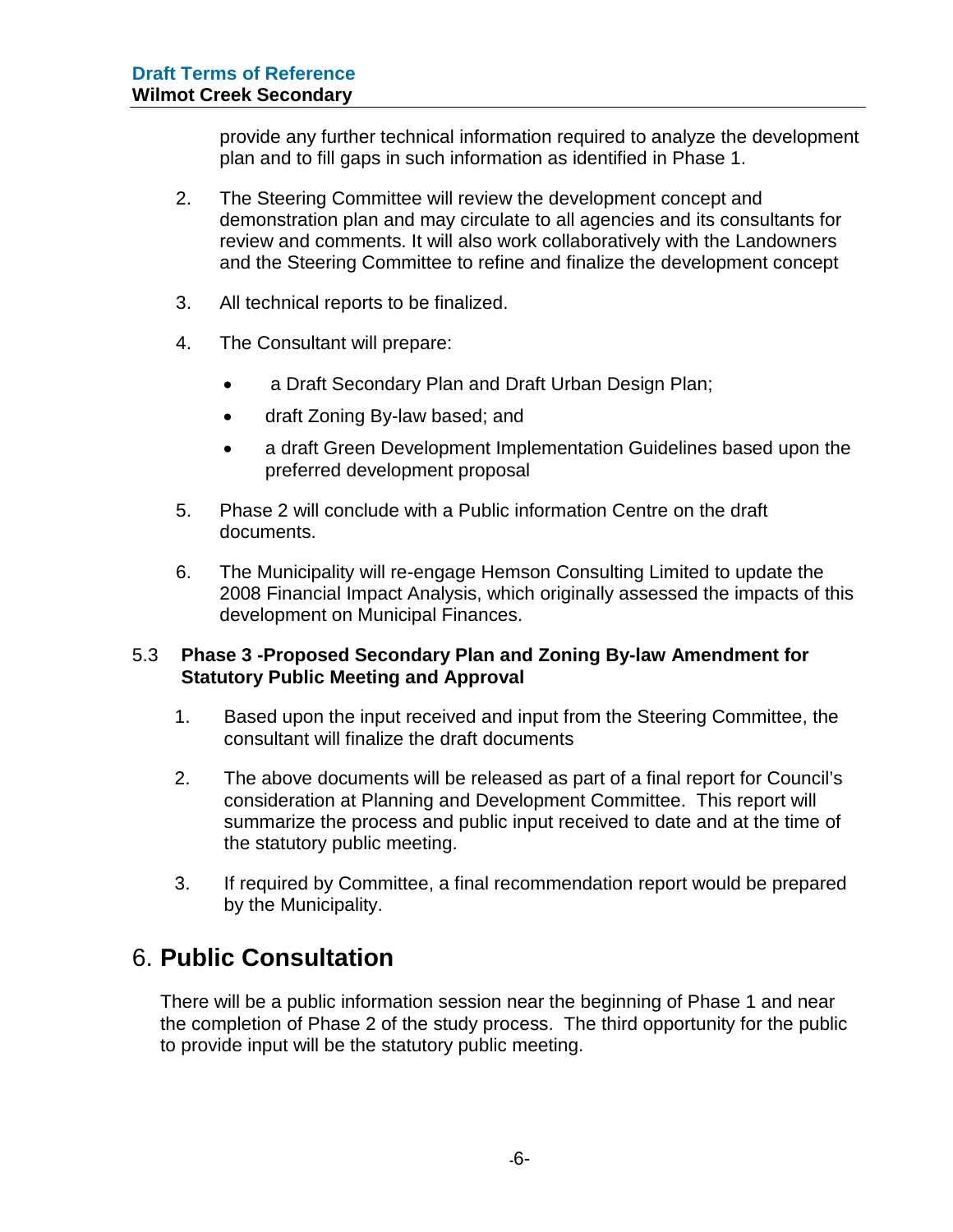provide any further technical information required to analyze the development plan and to fill gaps in such information as identified in Phase 1.

2. The Steering Committee will review the development concept and demonstration plan and may circulate to all agencies and its consultants for review and comments. It will also work collaboratively with the Landowners and the Steering Committee to refine and finalize the development concept

3. All technical reports to be finalized.

4. The Consultant will prepare:
   - a Draft Secondary Plan and Draft Urban Design Plan;
   - draft Zoning By-law based; and
   - a draft Green Development Implementation Guidelines based upon the preferred development proposal

5. Phase 2 will conclude with a Public information Centre on the draft documents.

6. The Municipality will re-engage Hemson Consulting Limited to update the 2008 Financial Impact Analysis, which originally assessed the impacts of this development on Municipal Finances.

### 5.3 Phase 3 -Proposed Secondary Plan and Zoning By-law Amendment for Statutory Public Meeting and Approval

1. Based upon the input received and input from the Steering Committee, the consultant will finalize the draft documents

2. The above documents will be released as part of a final report for Council's consideration at Planning and Development Committee. This report will summarize the process and public input received to date and at the time of the statutory public meeting.

3. If required by Committee, a final recommendation report would be prepared by the Municipality.

## 6. Public Consultation

There will be a public information session near the beginning of Phase 1 and near the completion of Phase 2 of the study process. The third opportunity for the public to provide input will be the statutory public meeting.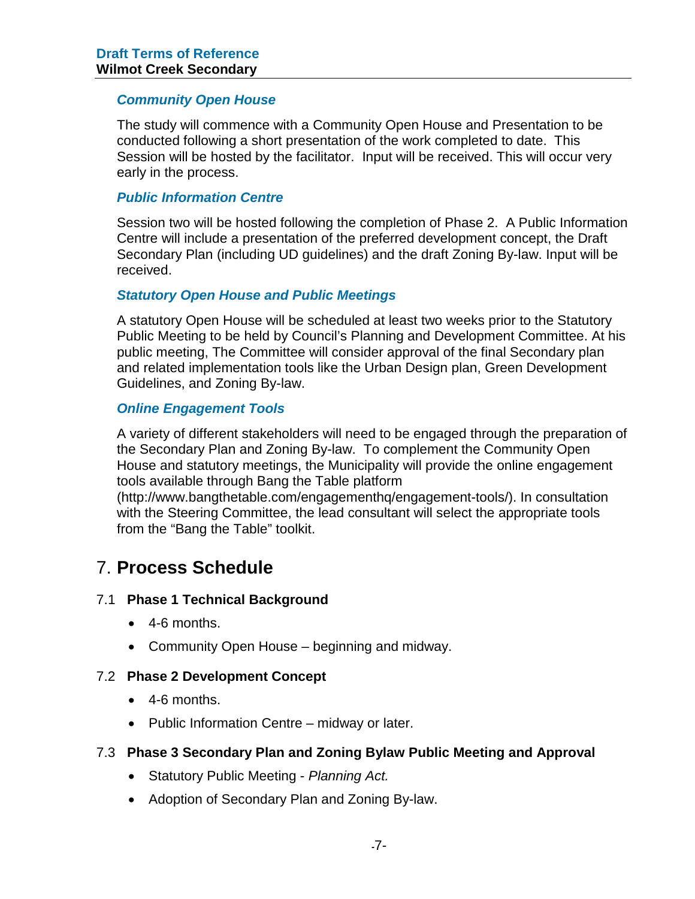### *Community Open House*

The study will commence with a Community Open House and Presentation to be conducted following a short presentation of the work completed to date. This Session will be hosted by the facilitator. Input will be received. This will occur very early in the process.

### *Public Information Centre*

Session two will be hosted following the completion of Phase 2. A Public Information Centre will include a presentation of the preferred development concept, the Draft Secondary Plan (including UD guidelines) and the draft Zoning By-law. Input will be received.

### *Statutory Open House and Public Meetings*

A statutory Open House will be scheduled at least two weeks prior to the Statutory Public Meeting to be held by Council's Planning and Development Committee. At his public meeting, The Committee will consider approval of the final Secondary plan and related implementation tools like the Urban Design plan, Green Development Guidelines, and Zoning By-law.

### *Online Engagement Tools*

A variety of different stakeholders will need to be engaged through the preparation of the Secondary Plan and Zoning By-law. To complement the Community Open House and statutory meetings, the Municipality will provide the online engagement tools available through Bang the Table platform (http://www.bangthetable.com/engagementhq/engagement-tools/). In consultation with the Steering Committee, the lead consultant will select the appropriate tools from the "Bang the Table" toolkit.

# 7. **Process Schedule**

## 7.1 **Phase 1 Technical Background**

- 4-6 months.
- Community Open House – beginning and midway.

## 7.2 **Phase 2 Development Concept**

- 4-6 months.
- Public Information Centre – midway or later.

## 7.3 **Phase 3 Secondary Plan and Zoning Bylaw Public Meeting and Approval**

- Statutory Public Meeting - *Planning Act.*
- Adoption of Secondary Plan and Zoning By-law.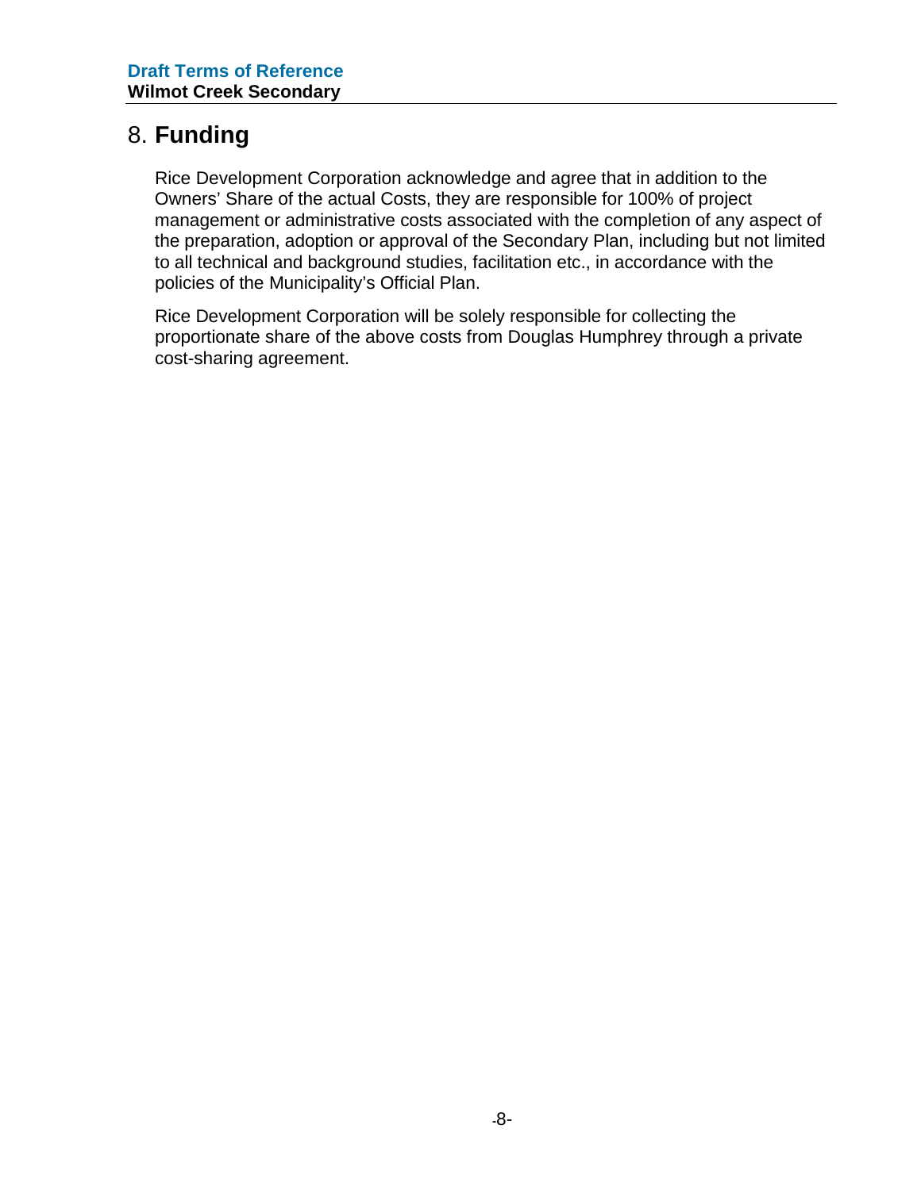# 8. Funding

Rice Development Corporation acknowledge and agree that in addition to the Owners' Share of the actual Costs, they are responsible for 100% of project management or administrative costs associated with the completion of any aspect of the preparation, adoption or approval of the Secondary Plan, including but not limited to all technical and background studies, facilitation etc., in accordance with the policies of the Municipality's Official Plan.

Rice Development Corporation will be solely responsible for collecting the proportionate share of the above costs from Douglas Humphrey through a private cost-sharing agreement.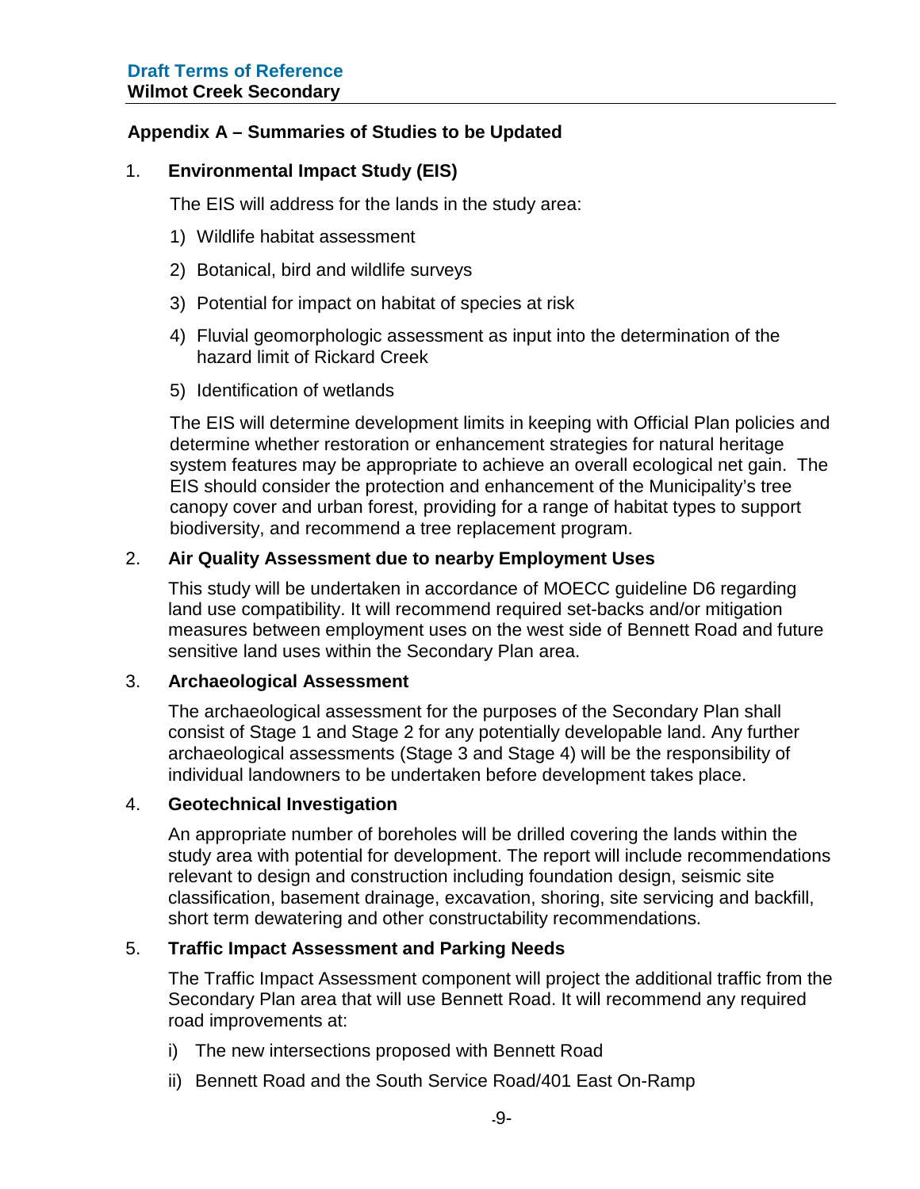## Appendix A – Summaries of Studies to be Updated

### 1. Environmental Impact Study (EIS)

The EIS will address for the lands in the study area:

1) Wildlife habitat assessment
2) Botanical, bird and wildlife surveys
3) Potential for impact on habitat of species at risk
4) Fluvial geomorphologic assessment as input into the determination of the hazard limit of Rickard Creek
5) Identification of wetlands

The EIS will determine development limits in keeping with Official Plan policies and determine whether restoration or enhancement strategies for natural heritage system features may be appropriate to achieve an overall ecological net gain. The EIS should consider the protection and enhancement of the Municipality's tree canopy cover and urban forest, providing for a range of habitat types to support biodiversity, and recommend a tree replacement program.

### 2. Air Quality Assessment due to nearby Employment Uses

This study will be undertaken in accordance of MOECC guideline D6 regarding land use compatibility. It will recommend required set-backs and/or mitigation measures between employment uses on the west side of Bennett Road and future sensitive land uses within the Secondary Plan area.

### 3. Archaeological Assessment

The archaeological assessment for the purposes of the Secondary Plan shall consist of Stage 1 and Stage 2 for any potentially developable land. Any further archaeological assessments (Stage 3 and Stage 4) will be the responsibility of individual landowners to be undertaken before development takes place.

### 4. Geotechnical Investigation

An appropriate number of boreholes will be drilled covering the lands within the study area with potential for development. The report will include recommendations relevant to design and construction including foundation design, seismic site classification, basement drainage, excavation, shoring, site servicing and backfill, short term dewatering and other constructability recommendations.

### 5. Traffic Impact Assessment and Parking Needs

The Traffic Impact Assessment component will project the additional traffic from the Secondary Plan area that will use Bennett Road. It will recommend any required road improvements at:

i) The new intersections proposed with Bennett Road
ii) Bennett Road and the South Service Road/401 East On-Ramp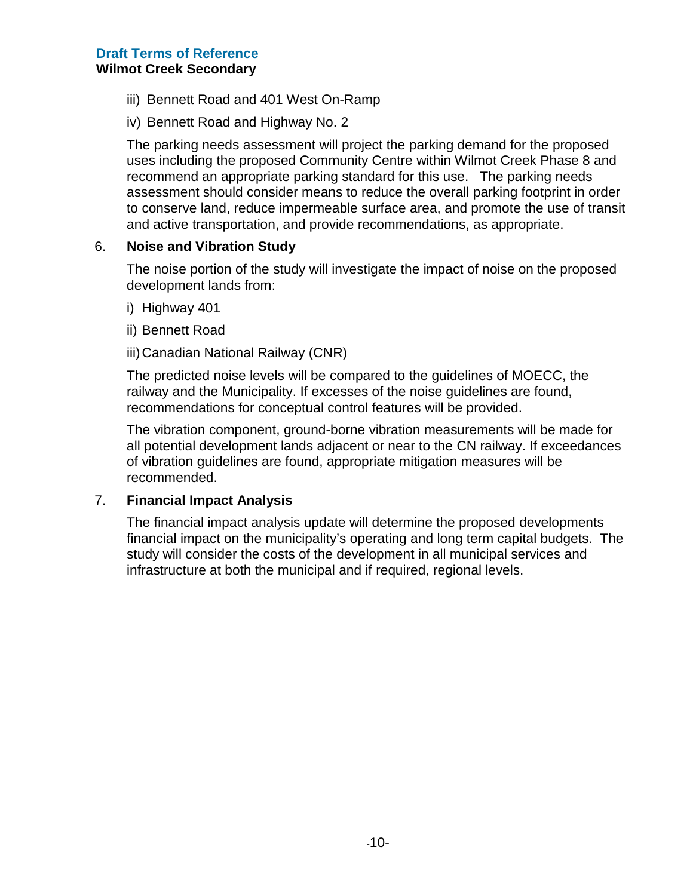iii) Bennett Road and 401 West On-Ramp

iv) Bennett Road and Highway No. 2

The parking needs assessment will project the parking demand for the proposed uses including the proposed Community Centre within Wilmot Creek Phase 8 and recommend an appropriate parking standard for this use. The parking needs assessment should consider means to reduce the overall parking footprint in order to conserve land, reduce impermeable surface area, and promote the use of transit and active transportation, and provide recommendations, as appropriate.

6. **Noise and Vibration Study**

   The noise portion of the study will investigate the impact of noise on the proposed development lands from:

   i) Highway 401

   ii) Bennett Road

   iii) Canadian National Railway (CNR)

   The predicted noise levels will be compared to the guidelines of MOECC, the railway and the Municipality. If excesses of the noise guidelines are found, recommendations for conceptual control features will be provided.

   The vibration component, ground-borne vibration measurements will be made for all potential development lands adjacent or near to the CN railway. If exceedances of vibration guidelines are found, appropriate mitigation measures will be recommended.

7. **Financial Impact Analysis**

   The financial impact analysis update will determine the proposed developments financial impact on the municipality's operating and long term capital budgets. The study will consider the costs of the development in all municipal services and infrastructure at both the municipal and if required, regional levels.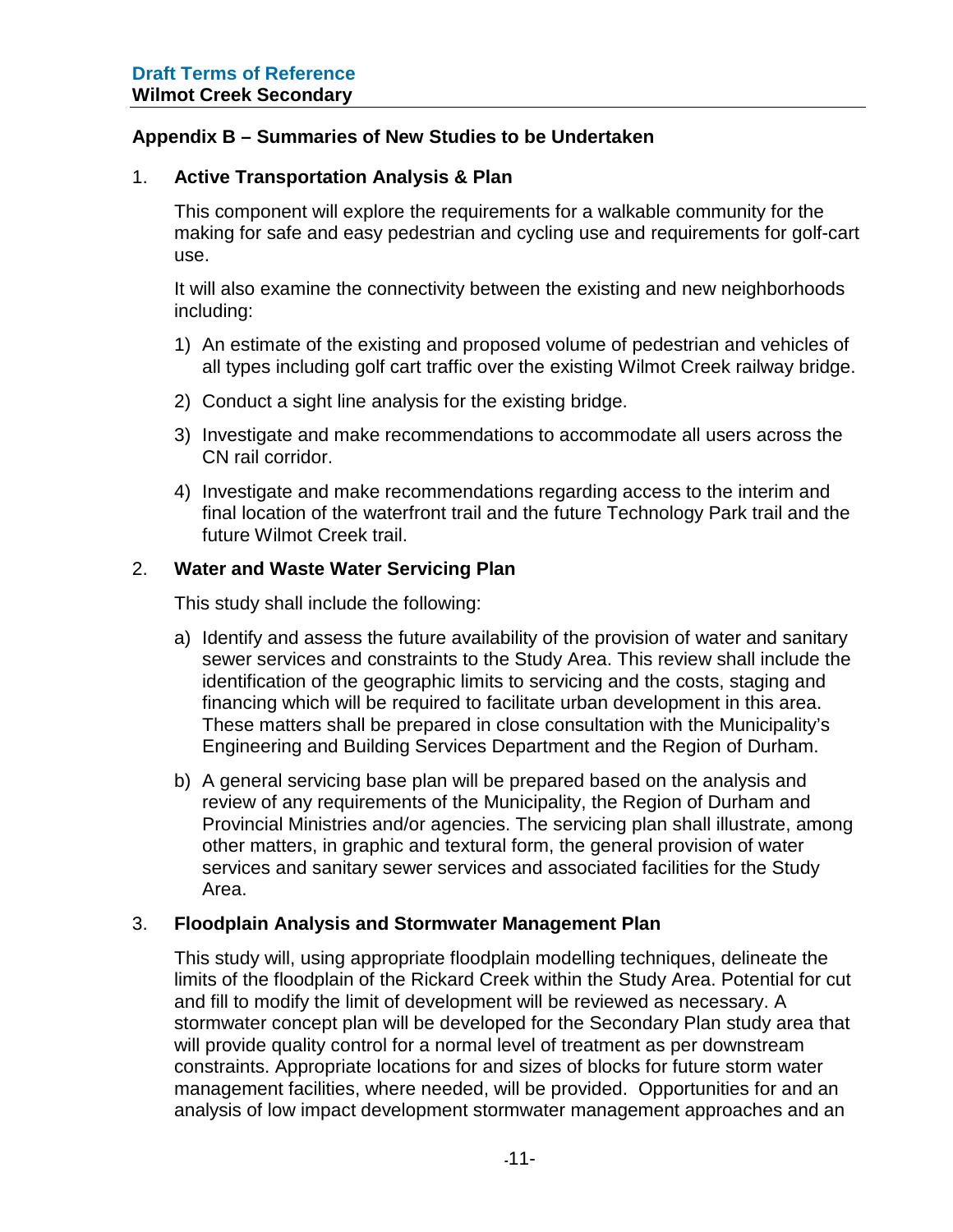## Appendix B – Summaries of New Studies to be Undertaken

1. **Active Transportation Analysis & Plan**

   This component will explore the requirements for a walkable community for the making for safe and easy pedestrian and cycling use and requirements for golf-cart use.

   It will also examine the connectivity between the existing and new neighborhoods including:

   1) An estimate of the existing and proposed volume of pedestrian and vehicles of all types including golf cart traffic over the existing Wilmot Creek railway bridge.
   2) Conduct a sight line analysis for the existing bridge.
   3) Investigate and make recommendations to accommodate all users across the CN rail corridor.
   4) Investigate and make recommendations regarding access to the interim and final location of the waterfront trail and the future Technology Park trail and the future Wilmot Creek trail.

2. **Water and Waste Water Servicing Plan**

   This study shall include the following:

   a) Identify and assess the future availability of the provision of water and sanitary sewer services and constraints to the Study Area. This review shall include the identification of the geographic limits to servicing and the costs, staging and financing which will be required to facilitate urban development in this area. These matters shall be prepared in close consultation with the Municipality's Engineering and Building Services Department and the Region of Durham.
   b) A general servicing base plan will be prepared based on the analysis and review of any requirements of the Municipality, the Region of Durham and Provincial Ministries and/or agencies. The servicing plan shall illustrate, among other matters, in graphic and textural form, the general provision of water services and sanitary sewer services and associated facilities for the Study Area.

3. **Floodplain Analysis and Stormwater Management Plan**

   This study will, using appropriate floodplain modelling techniques, delineate the limits of the floodplain of the Rickard Creek within the Study Area. Potential for cut and fill to modify the limit of development will be reviewed as necessary. A stormwater concept plan will be developed for the Secondary Plan study area that will provide quality control for a normal level of treatment as per downstream constraints. Appropriate locations for and sizes of blocks for future storm water management facilities, where needed, will be provided. Opportunities for and an analysis of low impact development stormwater management approaches and an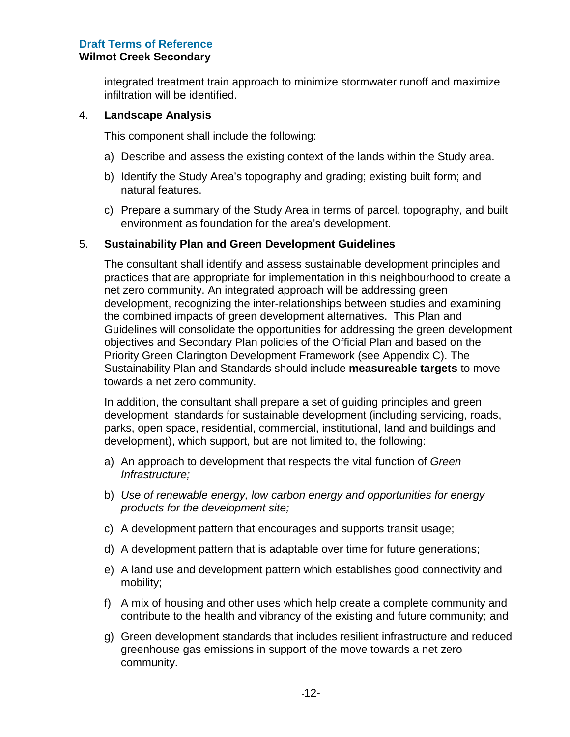integrated treatment train approach to minimize stormwater runoff and maximize infiltration will be identified.

4. **Landscape Analysis**

   This component shall include the following:

   a) Describe and assess the existing context of the lands within the Study area.

   b) Identify the Study Area's topography and grading; existing built form; and natural features.

   c) Prepare a summary of the Study Area in terms of parcel, topography, and built environment as foundation for the area's development.

5. **Sustainability Plan and Green Development Guidelines**

   The consultant shall identify and assess sustainable development principles and practices that are appropriate for implementation in this neighbourhood to create a net zero community. An integrated approach will be addressing green development, recognizing the inter-relationships between studies and examining the combined impacts of green development alternatives. This Plan and Guidelines will consolidate the opportunities for addressing the green development objectives and Secondary Plan policies of the Official Plan and based on the Priority Green Clarington Development Framework (see Appendix C). The Sustainability Plan and Standards should include **measureable targets** to move towards a net zero community.

   In addition, the consultant shall prepare a set of guiding principles and green development standards for sustainable development (including servicing, roads, parks, open space, residential, commercial, institutional, land and buildings and development), which support, but are not limited to, the following:

   a) An approach to development that respects the vital function of *Green Infrastructure;*

   b) *Use of renewable energy, low carbon energy and opportunities for energy products for the development site;*

   c) A development pattern that encourages and supports transit usage;

   d) A development pattern that is adaptable over time for future generations;

   e) A land use and development pattern which establishes good connectivity and mobility;

   f) A mix of housing and other uses which help create a complete community and contribute to the health and vibrancy of the existing and future community; and

   g) Green development standards that includes resilient infrastructure and reduced greenhouse gas emissions in support of the move towards a net zero community.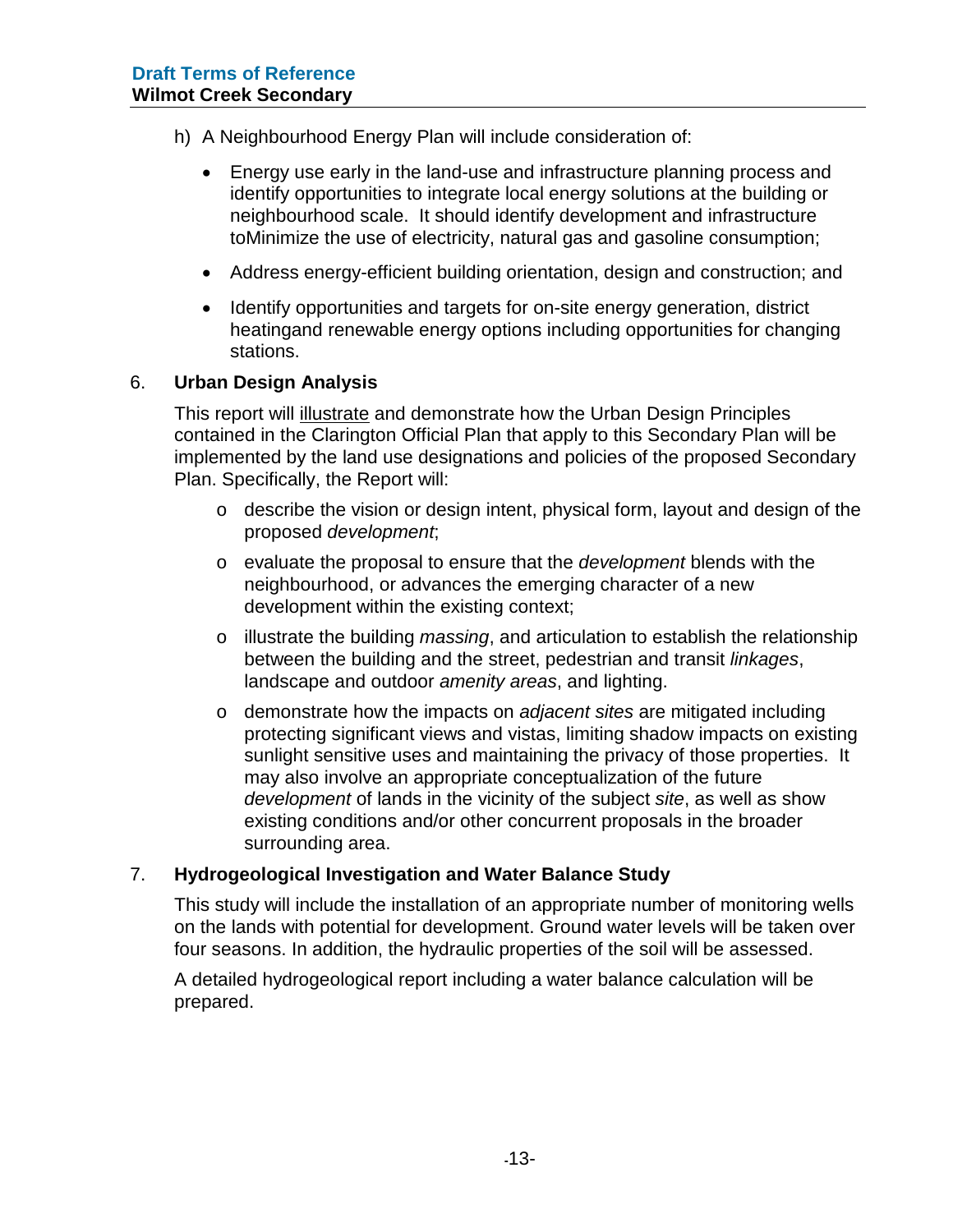h) A Neighbourhood Energy Plan will include consideration of:

- Energy use early in the land-use and infrastructure planning process and identify opportunities to integrate local energy solutions at the building or neighbourhood scale. It should identify development and infrastructure toMinimize the use of electricity, natural gas and gasoline consumption;
- Address energy-efficient building orientation, design and construction; and
- Identify opportunities and targets for on-site energy generation, district heatingand renewable energy options including opportunities for changing stations.

6. **Urban Design Analysis**

This report will illustrate and demonstrate how the Urban Design Principles contained in the Clarington Official Plan that apply to this Secondary Plan will be implemented by the land use designations and policies of the proposed Secondary Plan. Specifically, the Report will:

- describe the vision or design intent, physical form, layout and design of the proposed *development*;
- evaluate the proposal to ensure that the *development* blends with the neighbourhood, or advances the emerging character of a new development within the existing context;
- illustrate the building *massing*, and articulation to establish the relationship between the building and the street, pedestrian and transit *linkages*, landscape and outdoor *amenity areas*, and lighting.
- demonstrate how the impacts on *adjacent sites* are mitigated including protecting significant views and vistas, limiting shadow impacts on existing sunlight sensitive uses and maintaining the privacy of those properties. It may also involve an appropriate conceptualization of the future *development* of lands in the vicinity of the subject *site*, as well as show existing conditions and/or other concurrent proposals in the broader surrounding area.

7. **Hydrogeological Investigation and Water Balance Study**

This study will include the installation of an appropriate number of monitoring wells on the lands with potential for development. Ground water levels will be taken over four seasons. In addition, the hydraulic properties of the soil will be assessed.

A detailed hydrogeological report including a water balance calculation will be prepared.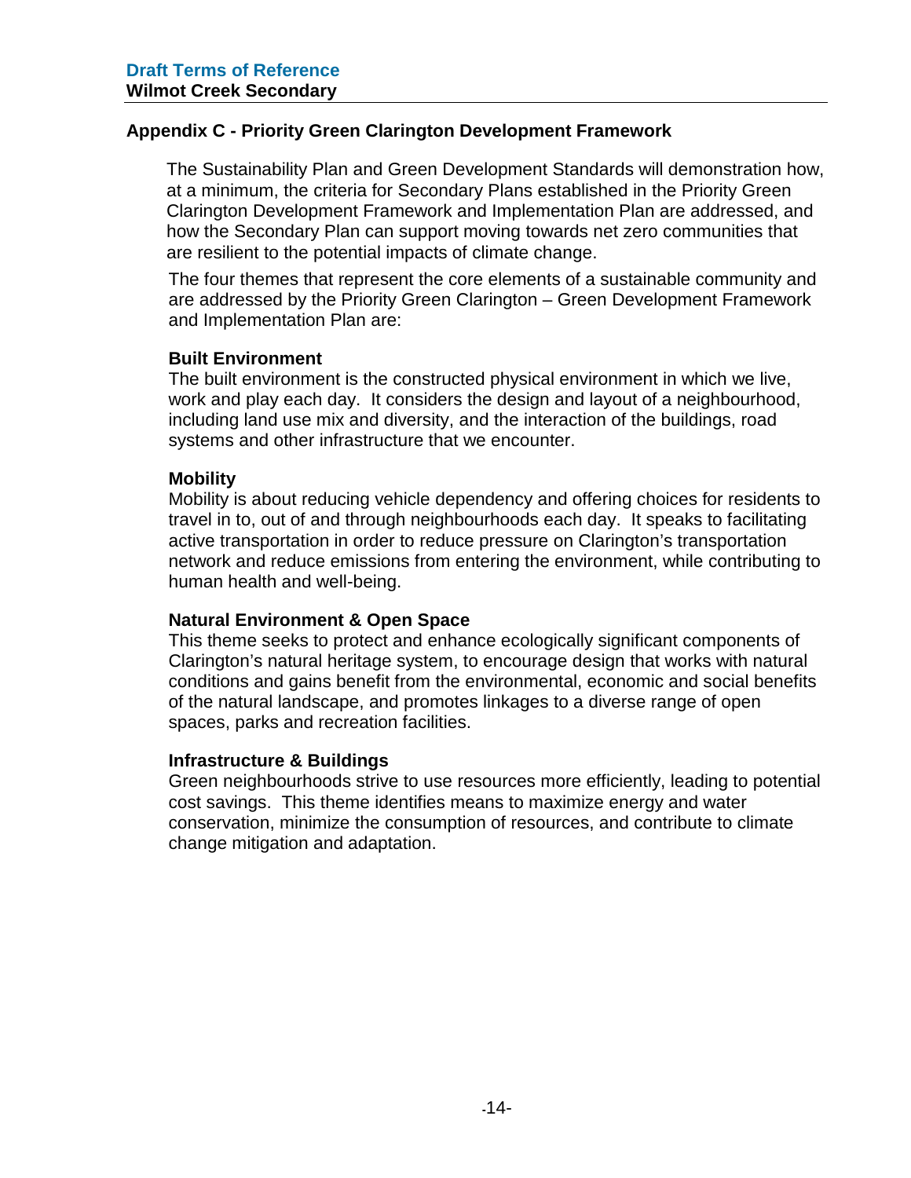## Appendix C - Priority Green Clarington Development Framework

The Sustainability Plan and Green Development Standards will demonstration how, at a minimum, the criteria for Secondary Plans established in the Priority Green Clarington Development Framework and Implementation Plan are addressed, and how the Secondary Plan can support moving towards net zero communities that are resilient to the potential impacts of climate change.

The four themes that represent the core elements of a sustainable community and are addressed by the Priority Green Clarington – Green Development Framework and Implementation Plan are:

**Built Environment**
The built environment is the constructed physical environment in which we live, work and play each day. It considers the design and layout of a neighbourhood, including land use mix and diversity, and the interaction of the buildings, road systems and other infrastructure that we encounter.

**Mobility**
Mobility is about reducing vehicle dependency and offering choices for residents to travel in to, out of and through neighbourhoods each day. It speaks to facilitating active transportation in order to reduce pressure on Clarington's transportation network and reduce emissions from entering the environment, while contributing to human health and well-being.

**Natural Environment & Open Space**
This theme seeks to protect and enhance ecologically significant components of Clarington's natural heritage system, to encourage design that works with natural conditions and gains benefit from the environmental, economic and social benefits of the natural landscape, and promotes linkages to a diverse range of open spaces, parks and recreation facilities.

**Infrastructure & Buildings**
Green neighbourhoods strive to use resources more efficiently, leading to potential cost savings. This theme identifies means to maximize energy and water conservation, minimize the consumption of resources, and contribute to climate change mitigation and adaptation.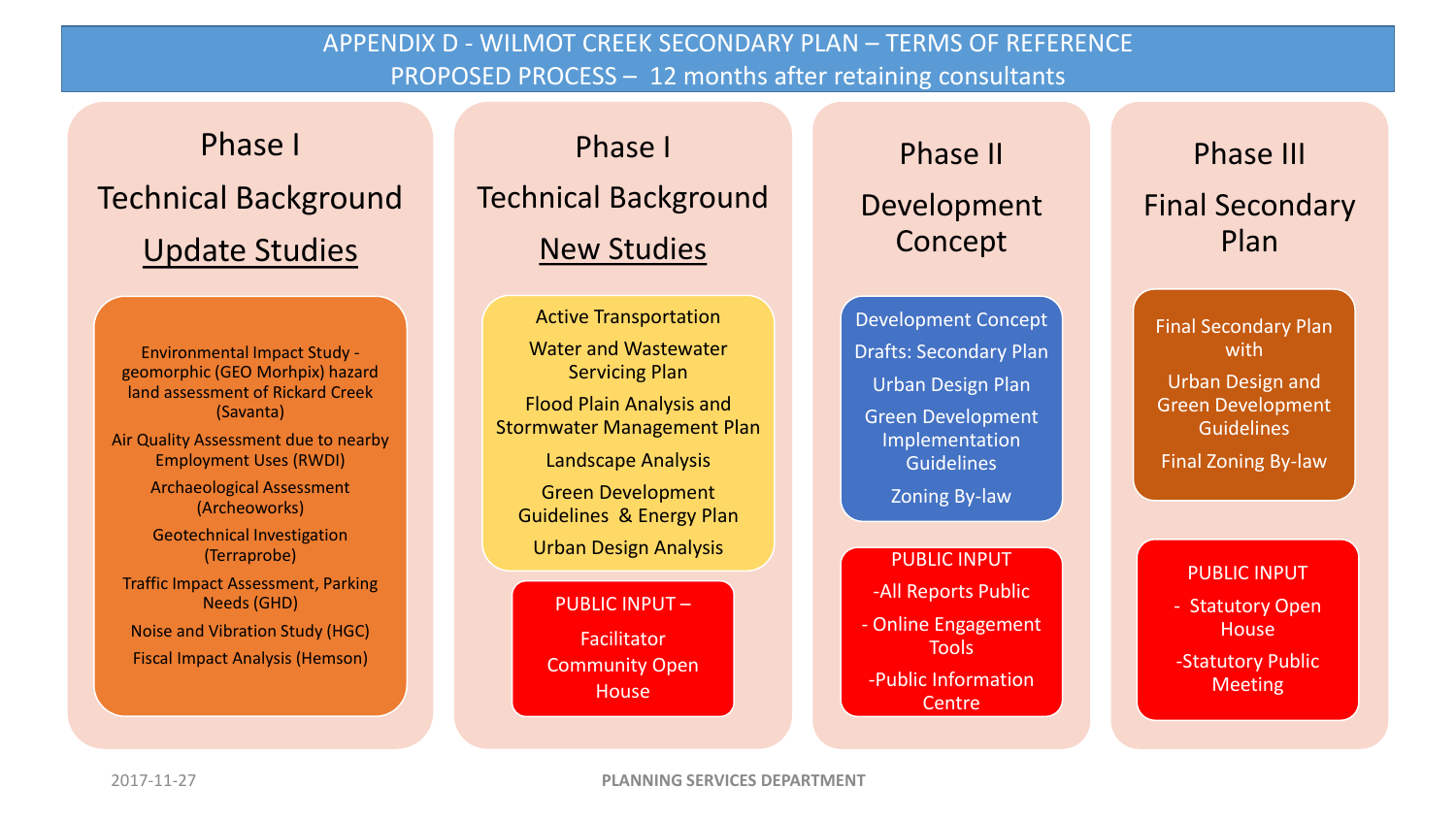# APPENDIX D - WILMOT CREEK SECONDARY PLAN – TERMS OF REFERENCE

## PROPOSED PROCESS – 12 months after retaining consultants

### Phase I

### Technical Background

### Update Studies

- Environmental Impact Study - geomorphic (GEO Morhpix) hazard land assessment of Rickard Creek (Savanta)
- Air Quality Assessment due to nearby Employment Uses (RWDI)
- Archaeological Assessment (Archeoworks)
- Geotechnical Investigation (Terraprobe)
- Traffic Impact Assessment, Parking Needs (GHD)
- Noise and Vibration Study (HGC)
- Fiscal Impact Analysis (Hemson)

### Phase I

### Technical Background

### New Studies

- Active Transportation
- Water and Wastewater Servicing Plan
- Flood Plain Analysis and Stormwater Management Plan
- Landscape Analysis
- Green Development Guidelines & Energy Plan
- Urban Design Analysis

PUBLIC INPUT –

Facilitator Community Open House

### Phase II

### Development Concept

- Development Concept
- Drafts: Secondary Plan
- Urban Design Plan
- Green Development Implementation Guidelines
- Zoning By-law

PUBLIC INPUT

- All Reports Public
- Online Engagement Tools
- Public Information Centre

### Phase III

### Final Secondary Plan

Final Secondary Plan with

- Urban Design and Green Development Guidelines
- Final Zoning By-law

PUBLIC INPUT

- Statutory Open House
- Statutory Public Meeting

2017-11-27

PLANNING SERVICES DEPARTMENT